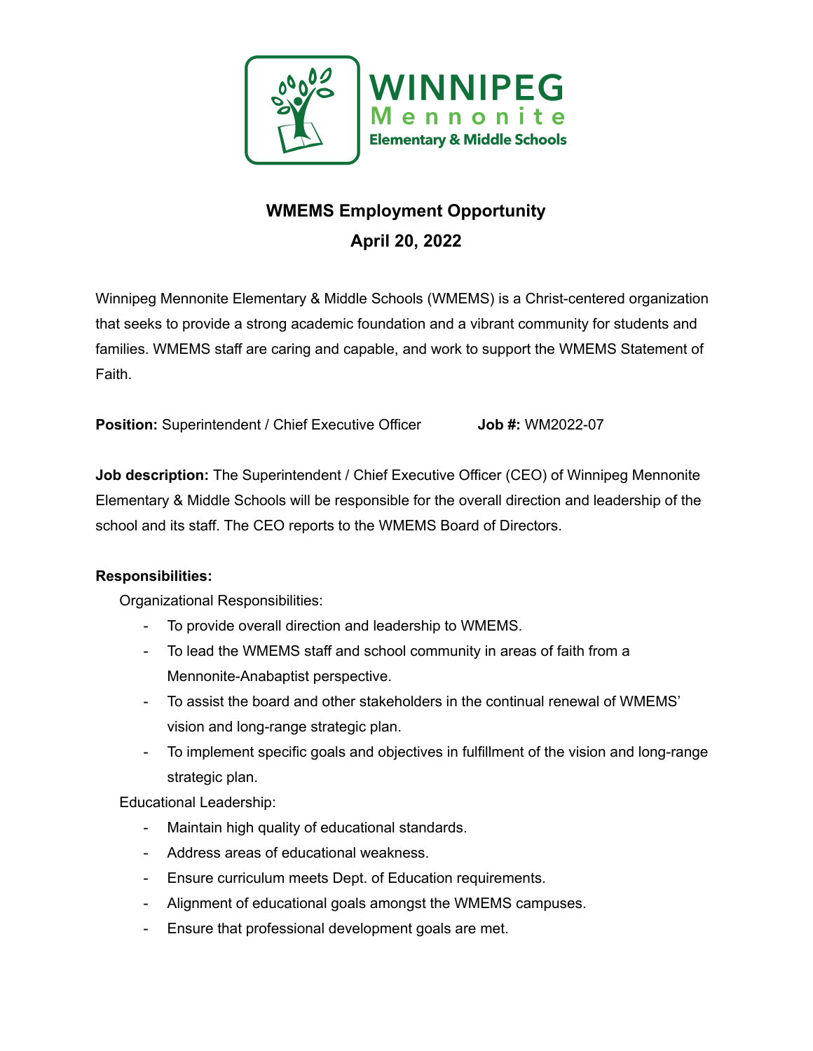WINNIPEG
Mennonite
Elementary & Middle Schools

## WMEMS Employment Opportunity
## April 20, 2022

Winnipeg Mennonite Elementary & Middle Schools (WMEMS) is a Christ-centered organization that seeks to provide a strong academic foundation and a vibrant community for students and families. WMEMS staff are caring and capable, and work to support the WMEMS Statement of Faith.

**Position:** Superintendent / Chief Executive Officer **Job #:** WM2022-07

**Job description:** The Superintendent / Chief Executive Officer (CEO) of Winnipeg Mennonite Elementary & Middle Schools will be responsible for the overall direction and leadership of the school and its staff. The CEO reports to the WMEMS Board of Directors.

**Responsibilities:**

Organizational Responsibilities:

- To provide overall direction and leadership to WMEMS.
- To lead the WMEMS staff and school community in areas of faith from a Mennonite-Anabaptist perspective.
- To assist the board and other stakeholders in the continual renewal of WMEMS' vision and long-range strategic plan.
- To implement specific goals and objectives in fulfillment of the vision and long-range strategic plan.

Educational Leadership:

- Maintain high quality of educational standards.
- Address areas of educational weakness.
- Ensure curriculum meets Dept. of Education requirements.
- Alignment of educational goals amongst the WMEMS campuses.
- Ensure that professional development goals are met.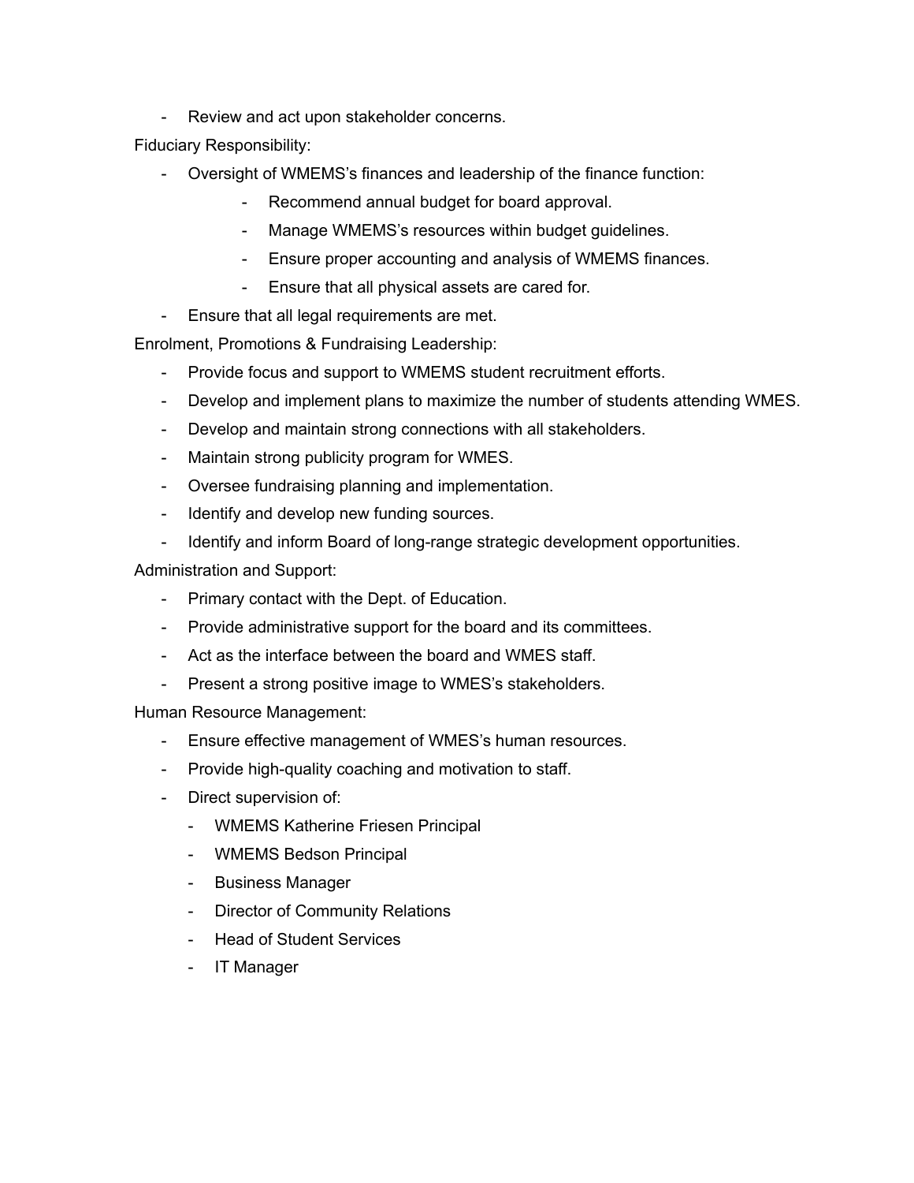- Review and act upon stakeholder concerns.

Fiduciary Responsibility:

- Oversight of WMEMS's finances and leadership of the finance function:
    - Recommend annual budget for board approval.
    - Manage WMEMS's resources within budget guidelines.
    - Ensure proper accounting and analysis of WMEMS finances.
    - Ensure that all physical assets are cared for.
- Ensure that all legal requirements are met.

Enrolment, Promotions & Fundraising Leadership:

- Provide focus and support to WMEMS student recruitment efforts.
- Develop and implement plans to maximize the number of students attending WMES.
- Develop and maintain strong connections with all stakeholders.
- Maintain strong publicity program for WMES.
- Oversee fundraising planning and implementation.
- Identify and develop new funding sources.
- Identify and inform Board of long-range strategic development opportunities.

Administration and Support:

- Primary contact with the Dept. of Education.
- Provide administrative support for the board and its committees.
- Act as the interface between the board and WMES staff.
- Present a strong positive image to WMES's stakeholders.

Human Resource Management:

- Ensure effective management of WMES's human resources.
- Provide high-quality coaching and motivation to staff.
- Direct supervision of:
    - WMEMS Katherine Friesen Principal
    - WMEMS Bedson Principal
    - Business Manager
    - Director of Community Relations
    - Head of Student Services
    - IT Manager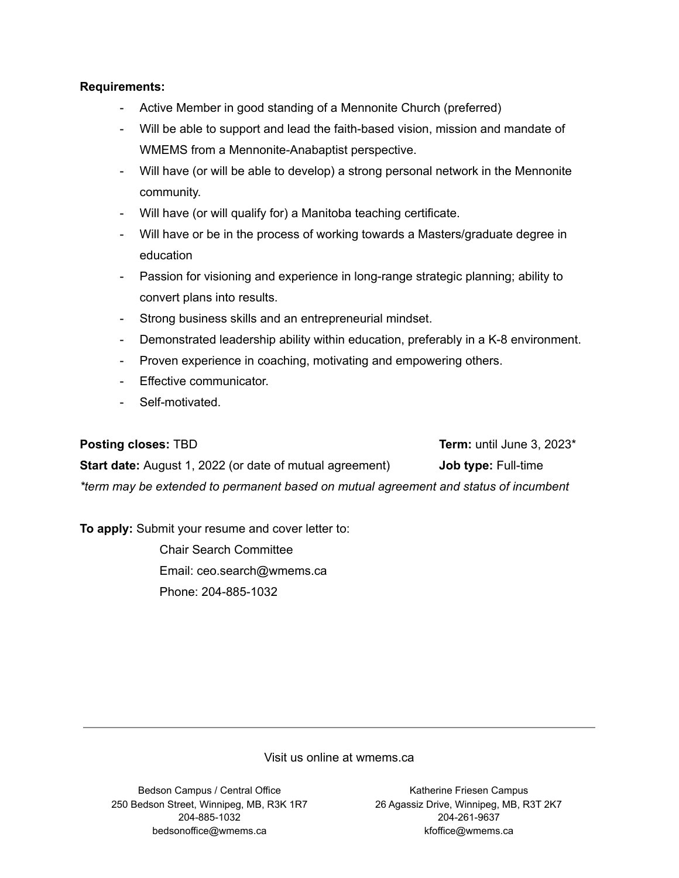**Requirements:**

- Active Member in good standing of a Mennonite Church (preferred)
- Will be able to support and lead the faith-based vision, mission and mandate of WMEMS from a Mennonite-Anabaptist perspective.
- Will have (or will be able to develop) a strong personal network in the Mennonite community.
- Will have (or will qualify for) a Manitoba teaching certificate.
- Will have or be in the process of working towards a Masters/graduate degree in education
- Passion for visioning and experience in long-range strategic planning; ability to convert plans into results.
- Strong business skills and an entrepreneurial mindset.
- Demonstrated leadership ability within education, preferably in a K-8 environment.
- Proven experience in coaching, motivating and empowering others.
- Effective communicator.
- Self-motivated.

**Posting closes:** TBD

**Term:** until June 3, 2023*

**Start date:** August 1, 2022 (or date of mutual agreement)

**Job type:** Full-time

*\*term may be extended to permanent based on mutual agreement and status of incumbent*

**To apply:** Submit your resume and cover letter to:

Chair Search Committee
Email: ceo.search@wmems.ca
Phone: 204-885-1032

Visit us online at wmems.ca

Bedson Campus / Central Office
250 Bedson Street, Winnipeg, MB, R3K 1R7
204-885-1032
bedsonoffice@wmems.ca

Katherine Friesen Campus
26 Agassiz Drive, Winnipeg, MB, R3T 2K7
204-261-9637
kfoffice@wmems.ca